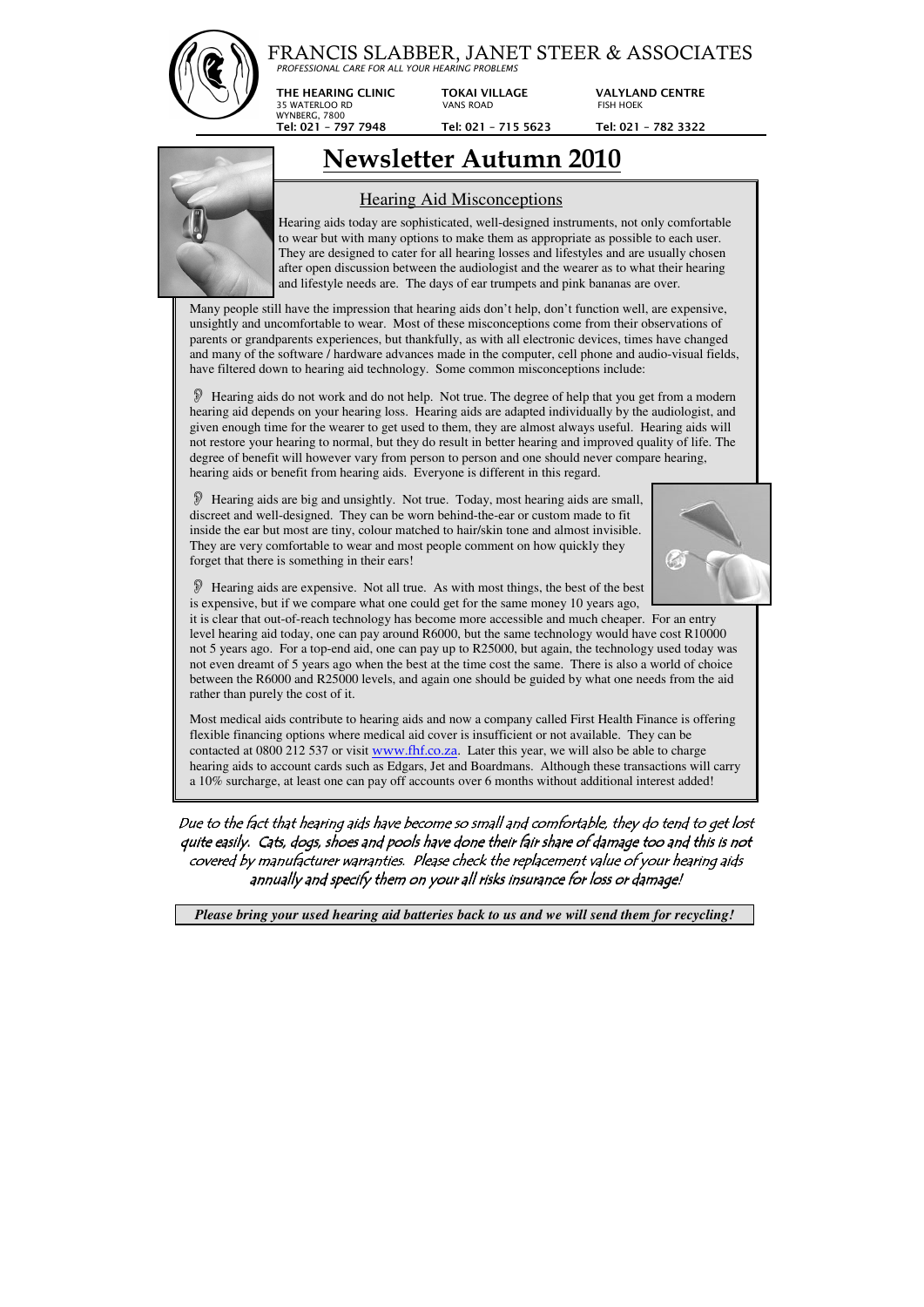# FRANCIS SLABBER, JANET STEER & ASSOCIATES

*PROFESSIONAL CARE FOR ALL YOUR HEARING PROBLEMS*

**THE HEARING CLINIC**
35 WATERLOO RD
WYNBERG, 7800
**Tel: 021 – 797 7948**

**TOKAI VILLAGE**
VANS ROAD
**Tel: 021 – 715 5623**

**VALYLAND CENTRE**
FISH HOEK
**Tel: 021 – 782 3322**

# Newsletter Autumn 2010

## Hearing Aid Misconceptions

Hearing aids today are sophisticated, well-designed instruments, not only comfortable to wear but with many options to make them as appropriate as possible to each user. They are designed to cater for all hearing losses and lifestyles and are usually chosen after open discussion between the audiologist and the wearer as to what their hearing and lifestyle needs are. The days of ear trumpets and pink bananas are over.

Many people still have the impression that hearing aids don't help, don't function well, are expensive, unsightly and uncomfortable to wear. Most of these misconceptions come from their observations of parents or grandparents experiences, but thankfully, as with all electronic devices, times have changed and many of the software / hardware advances made in the computer, cell phone and audio-visual fields, have filtered down to hearing aid technology. Some common misconceptions include:

- Hearing aids do not work and do not help. Not true. The degree of help that you get from a modern hearing aid depends on your hearing loss. Hearing aids are adapted individually by the audiologist, and given enough time for the wearer to get used to them, they are almost always useful. Hearing aids will not restore your hearing to normal, but they do result in better hearing and improved quality of life. The degree of benefit will however vary from person to person and one should never compare hearing, hearing aids or benefit from hearing aids. Everyone is different in this regard.

- Hearing aids are big and unsightly. Not true. Today, most hearing aids are small, discreet and well-designed. They can be worn behind-the-ear or custom made to fit inside the ear but most are tiny, colour matched to hair/skin tone and almost invisible. They are very comfortable to wear and most people comment on how quickly they forget that there is something in their ears!

- Hearing aids are expensive. Not all true. As with most things, the best of the best is expensive, but if we compare what one could get for the same money 10 years ago, it is clear that out-of-reach technology has become more accessible and much cheaper. For an entry level hearing aid today, one can pay around R6000, but the same technology would have cost R10000 not 5 years ago. For a top-end aid, one can pay up to R25000, but again, the technology used today was not even dreamt of 5 years ago when the best at the time cost the same. There is also a world of choice between the R6000 and R25000 levels, and again one should be guided by what one needs from the aid rather than purely the cost of it.

Most medical aids contribute to hearing aids and now a company called First Health Finance is offering flexible financing options where medical aid cover is insufficient or not available. They can be contacted at 0800 212 537 or visit www.fhf.co.za. Later this year, we will also be able to charge hearing aids to account cards such as Edgars, Jet and Boardmans. Although these transactions will carry a 10% surcharge, at least one can pay off accounts over 6 months without additional interest added!

*Due to the fact that hearing aids have become so small and comfortable, they do tend to get lost quite easily. Cats, dogs, shoes and pools have done their fair share of damage too and this is not covered by manufacturer warranties. Please check the replacement value of your hearing aids annually and specify them on your all risks insurance for loss or damage!*

***Please bring your used hearing aid batteries back to us and we will send them for recycling!***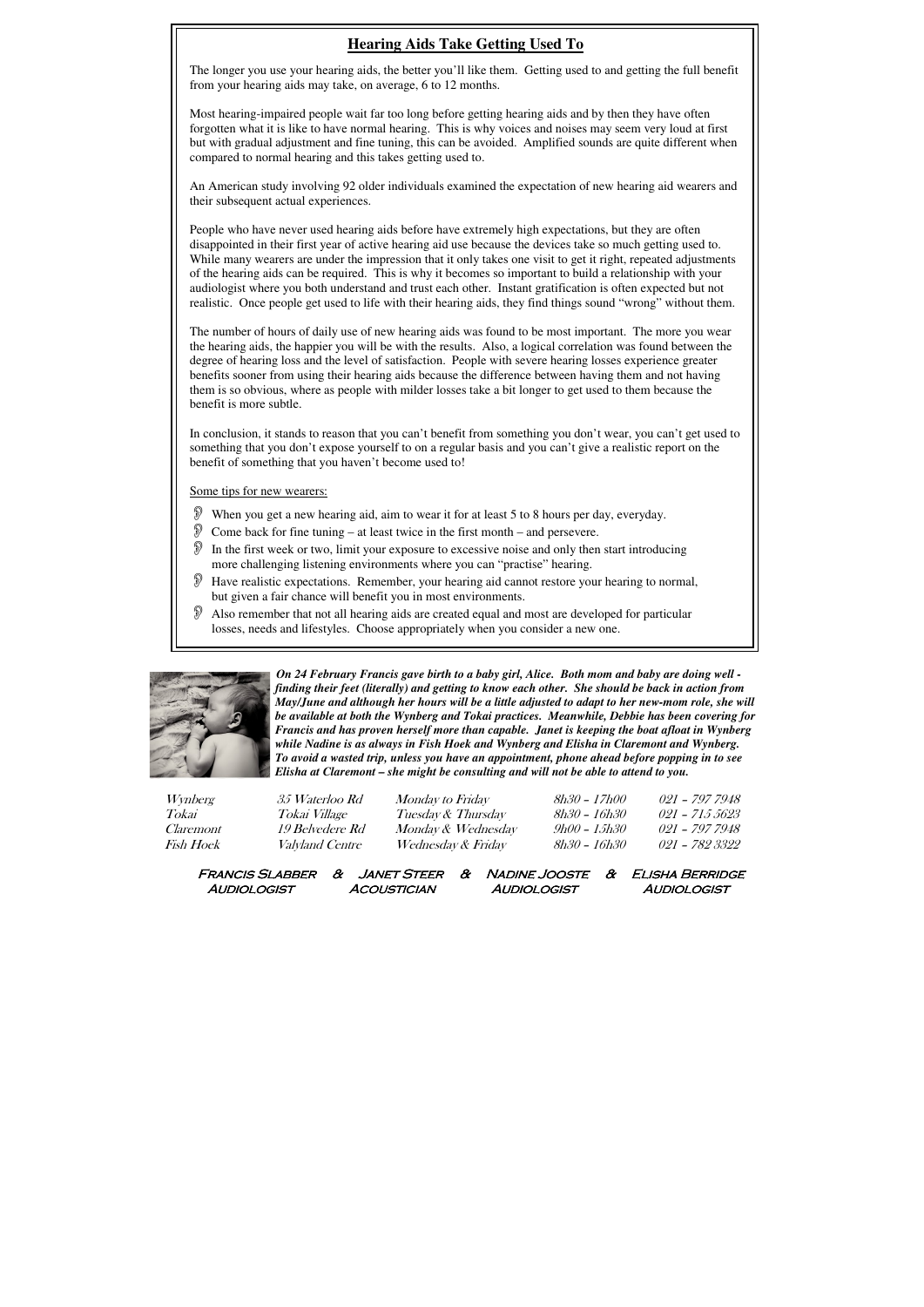## Hearing Aids Take Getting Used To

The longer you use your hearing aids, the better you'll like them. Getting used to and getting the full benefit from your hearing aids may take, on average, 6 to 12 months.

Most hearing-impaired people wait far too long before getting hearing aids and by then they have often forgotten what it is like to have normal hearing. This is why voices and noises may seem very loud at first but with gradual adjustment and fine tuning, this can be avoided. Amplified sounds are quite different when compared to normal hearing and this takes getting used to.

An American study involving 92 older individuals examined the expectation of new hearing aid wearers and their subsequent actual experiences.

People who have never used hearing aids before have extremely high expectations, but they are often disappointed in their first year of active hearing aid use because the devices take so much getting used to. While many wearers are under the impression that it only takes one visit to get it right, repeated adjustments of the hearing aids can be required. This is why it becomes so important to build a relationship with your audiologist where you both understand and trust each other. Instant gratification is often expected but not realistic. Once people get used to life with their hearing aids, they find things sound "wrong" without them.

The number of hours of daily use of new hearing aids was found to be most important. The more you wear the hearing aids, the happier you will be with the results. Also, a logical correlation was found between the degree of hearing loss and the level of satisfaction. People with severe hearing losses experience greater benefits sooner from using their hearing aids because the difference between having them and not having them is so obvious, where as people with milder losses take a bit longer to get used to them because the benefit is more subtle.

In conclusion, it stands to reason that you can't benefit from something you don't wear, you can't get used to something that you don't expose yourself to on a regular basis and you can't give a realistic report on the benefit of something that you haven't become used to!

Some tips for new wearers:

- When you get a new hearing aid, aim to wear it for at least 5 to 8 hours per day, everyday.
- Come back for fine tuning – at least twice in the first month – and persevere.
- In the first week or two, limit your exposure to excessive noise and only then start introducing more challenging listening environments where you can "practise" hearing.
- Have realistic expectations. Remember, your hearing aid cannot restore your hearing to normal, but given a fair chance will benefit you in most environments.
- Also remember that not all hearing aids are created equal and most are developed for particular losses, needs and lifestyles. Choose appropriately when you consider a new one.

***On 24 February Francis gave birth to a baby girl, Alice. Both mom and baby are doing well - finding their feet (literally) and getting to know each other. She should be back in action from May/June and although her hours will be a little adjusted to adapt to her new-mom role, she will be available at both the Wynberg and Tokai practices. Meanwhile, Debbie has been covering for Francis and has proven herself more than capable. Janet is keeping the boat afloat in Wynberg while Nadine is as always in Fish Hoek and Wynberg and Elisha in Claremont and Wynberg. To avoid a wasted trip, unless you have an appointment, phone ahead before popping in to see Elisha at Claremont – she might be consulting and will not be able to attend to you.***

| | | | | |
|---|---|---|---|---|
| Wynberg | 35 Waterloo Rd | Monday to Friday | 8h30 – 17h00 | 021 – 797 7948 |
| Tokai | Tokai Village | Tuesday & Thursday | 8h30 – 16h30 | 021 – 715 5623 |
| Claremont | 19 Belvedere Rd | Monday & Wednesday | 9h00 – 15h30 | 021 – 797 7948 |
| Fish Hoek | Valyland Centre | Wednesday & Friday | 8h30 – 16h30 | 021 – 782 3322 |

Francis Slabber & Janet Steer & Nadine Jooste & Elisha Berridge
Audiologist Acoustician Audiologist Audiologist